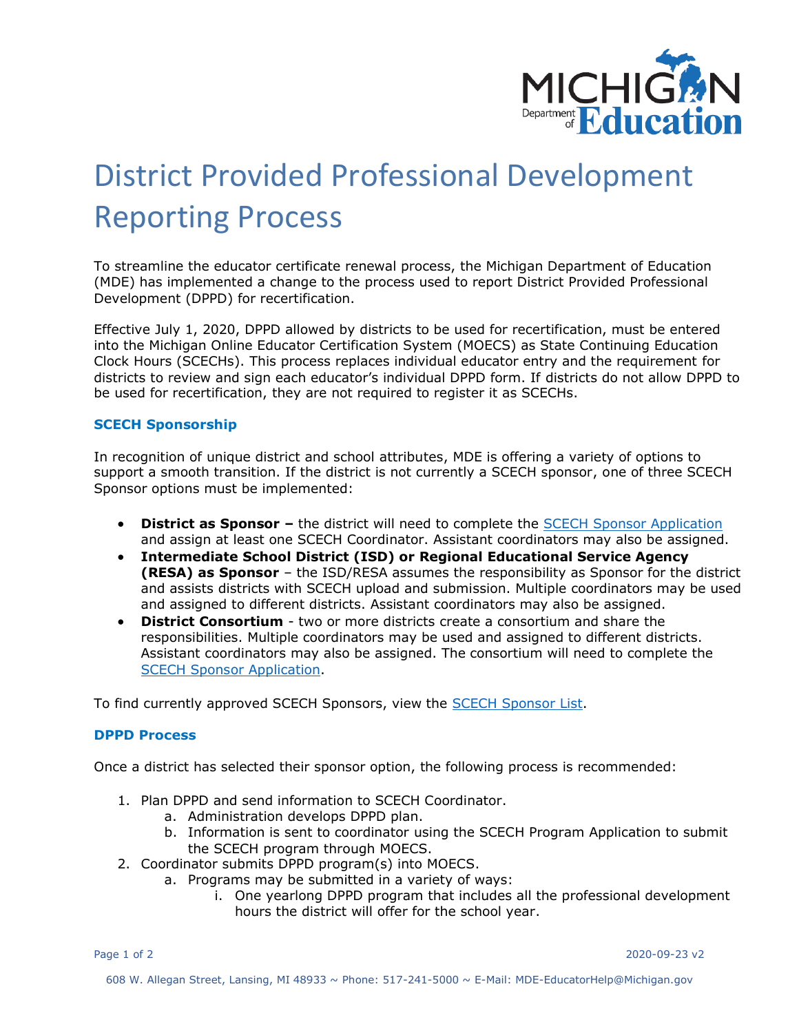# District Provided Professional Development Reporting Process

To streamline the educator certificate renewal process, the Michigan Department of Education (MDE) has implemented a change to the process used to report District Provided Professional Development (DPPD) for recertification.

Effective July 1, 2020, DPPD allowed by districts to be used for recertification, must be entered into the Michigan Online Educator Certification System (MOECS) as State Continuing Education Clock Hours (SCECHs). This process replaces individual educator entry and the requirement for districts to review and sign each educator's individual DPPD form. If districts do not allow DPPD to be used for recertification, they are not required to register it as SCECHs.

### SCECH Sponsorship

In recognition of unique district and school attributes, MDE is offering a variety of options to support a smooth transition. If the district is not currently a SCECH sponsor, one of three SCECH Sponsor options must be implemented:

- **District as Sponsor –** the district will need to complete the SCECH Sponsor Application and assign at least one SCECH Coordinator. Assistant coordinators may also be assigned.
- **Intermediate School District (ISD) or Regional Educational Service Agency (RESA) as Sponsor** – the ISD/RESA assumes the responsibility as Sponsor for the district and assists districts with SCECH upload and submission. Multiple coordinators may be used and assigned to different districts. Assistant coordinators may also be assigned.
- **District Consortium** - two or more districts create a consortium and share the responsibilities. Multiple coordinators may be used and assigned to different districts. Assistant coordinators may also be assigned. The consortium will need to complete the SCECH Sponsor Application.

To find currently approved SCECH Sponsors, view the SCECH Sponsor List.

### DPPD Process

Once a district has selected their sponsor option, the following process is recommended:

1. Plan DPPD and send information to SCECH Coordinator.
   a. Administration develops DPPD plan.
   b. Information is sent to coordinator using the SCECH Program Application to submit the SCECH program through MOECS.
2. Coordinator submits DPPD program(s) into MOECS.
   a. Programs may be submitted in a variety of ways:
      i. One yearlong DPPD program that includes all the professional development hours the district will offer for the school year.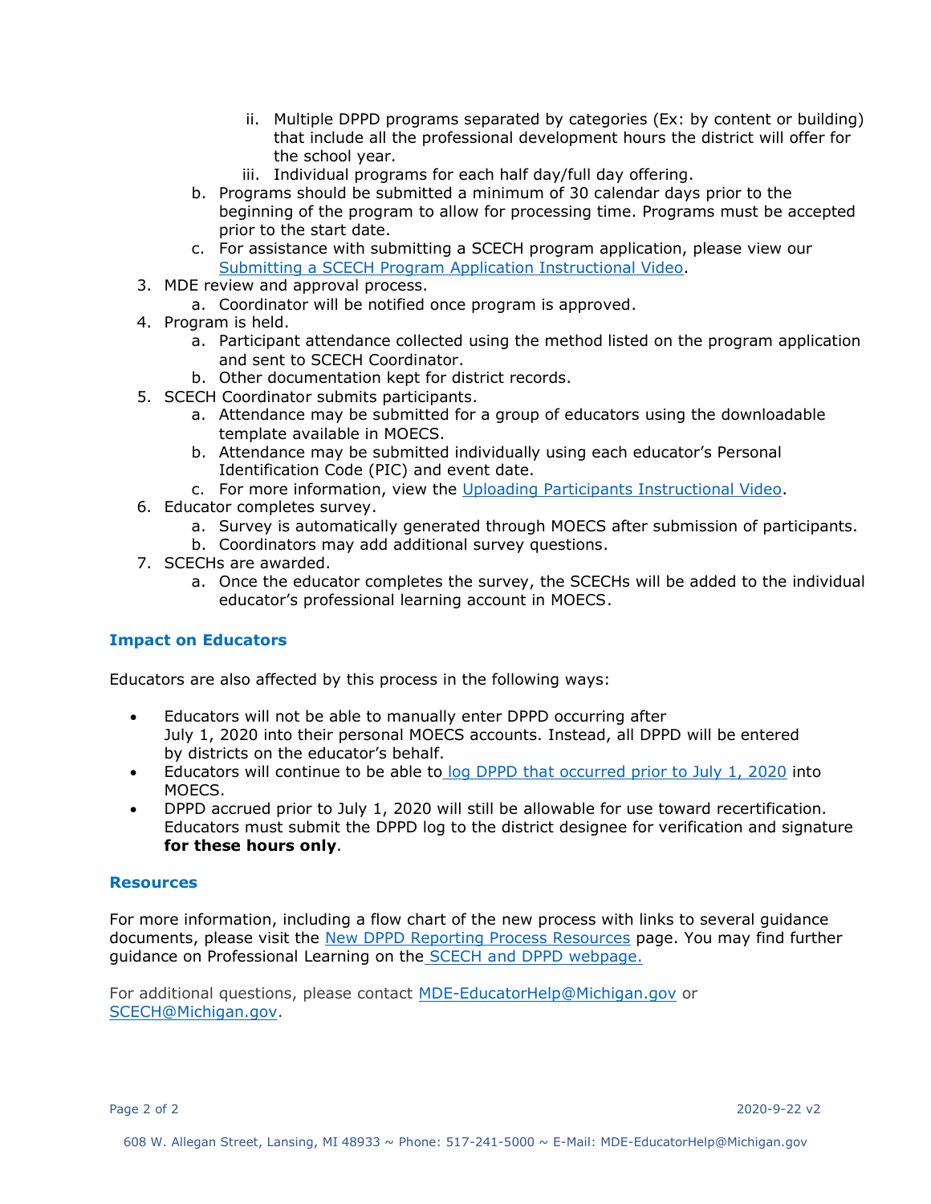ii. Multiple DPPD programs separated by categories (Ex: by content or building) that include all the professional development hours the district will offer for the school year.
   iii. Individual programs for each half day/full day offering.
   b. Programs should be submitted a minimum of 30 calendar days prior to the beginning of the program to allow for processing time. Programs must be accepted prior to the start date.
   c. For assistance with submitting a SCECH program application, please view our Submitting a SCECH Program Application Instructional Video.
3. MDE review and approval process.
   a. Coordinator will be notified once program is approved.
4. Program is held.
   a. Participant attendance collected using the method listed on the program application and sent to SCECH Coordinator.
   b. Other documentation kept for district records.
5. SCECH Coordinator submits participants.
   a. Attendance may be submitted for a group of educators using the downloadable template available in MOECS.
   b. Attendance may be submitted individually using each educator's Personal Identification Code (PIC) and event date.
   c. For more information, view the Uploading Participants Instructional Video.
6. Educator completes survey.
   a. Survey is automatically generated through MOECS after submission of participants.
   b. Coordinators may add additional survey questions.
7. SCECHs are awarded.
   a. Once the educator completes the survey, the SCECHs will be added to the individual educator's professional learning account in MOECS.

### Impact on Educators

Educators are also affected by this process in the following ways:

- Educators will not be able to manually enter DPPD occurring after July 1, 2020 into their personal MOECS accounts. Instead, all DPPD will be entered by districts on the educator's behalf.
- Educators will continue to be able to log DPPD that occurred prior to July 1, 2020 into MOECS.
- DPPD accrued prior to July 1, 2020 will still be allowable for use toward recertification. Educators must submit the DPPD log to the district designee for verification and signature **for these hours only**.

### Resources

For more information, including a flow chart of the new process with links to several guidance documents, please visit the New DPPD Reporting Process Resources page. You may find further guidance on Professional Learning on the SCECH and DPPD webpage.

For additional questions, please contact MDE-EducatorHelp@Michigan.gov or SCECH@Michigan.gov.